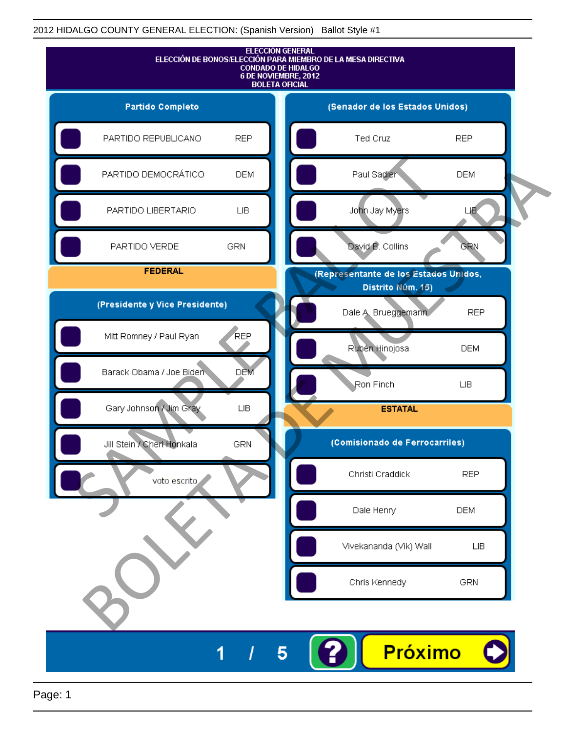2012 HIDALGO COUNTY GENERAL ELECTION: (Spanish Version) Ballot Style #1

# ELECCIÓN GENERAL
## ELECCIÓN DE BONOS/ELECCIÓN PARA MIEMBRO DE LA MESA DIRECTIVA
## CONDADO DE HIDALGO
## 6 DE NOVIEMBRE, 2012
## BOLETA OFICIAL

### Partido Completo

| Candidato | Partido |
|---|---|
| PARTIDO REPUBLICANO | REP |
| PARTIDO DEMOCRÁTICO | DEM |
| PARTIDO LIBERTARIO | LIB |
| PARTIDO VERDE | GRN |

## FEDERAL

### (Presidente y Vice Presidente)

| Candidato | Partido |
|---|---|
| Mitt Romney / Paul Ryan | REP |
| Barack Obama / Joe Biden | DEM |
| Gary Johnson / Jim Gray | LIB |
| Jill Stein / Cheri Honkala | GRN |
| voto escrito | |

### (Senador de los Estados Unidos)

| Candidato | Partido |
|---|---|
| Ted Cruz | REP |
| Paul Sadler | DEM |
| John Jay Myers | LIB |
| David B. Collins | GRN |

### (Representante de los Estados Unidos, Distrito Núm. 15)

| Candidato | Partido |
|---|---|
| Dale A. Brueggemann | REP |
| Rubén Hinojosa | DEM |
| Ron Finch | LIB |

## ESTATAL

### (Comisionado de Ferrocarriles)

| Candidato | Partido |
|---|---|
| Christi Craddick | REP |
| Dale Henry | DEM |
| Vivekananda (Vik) Wall | LIB |
| Chris Kennedy | GRN |

SAMPLE BALLOT
BOLETA DE MUESTRA

1 / 5

Próximo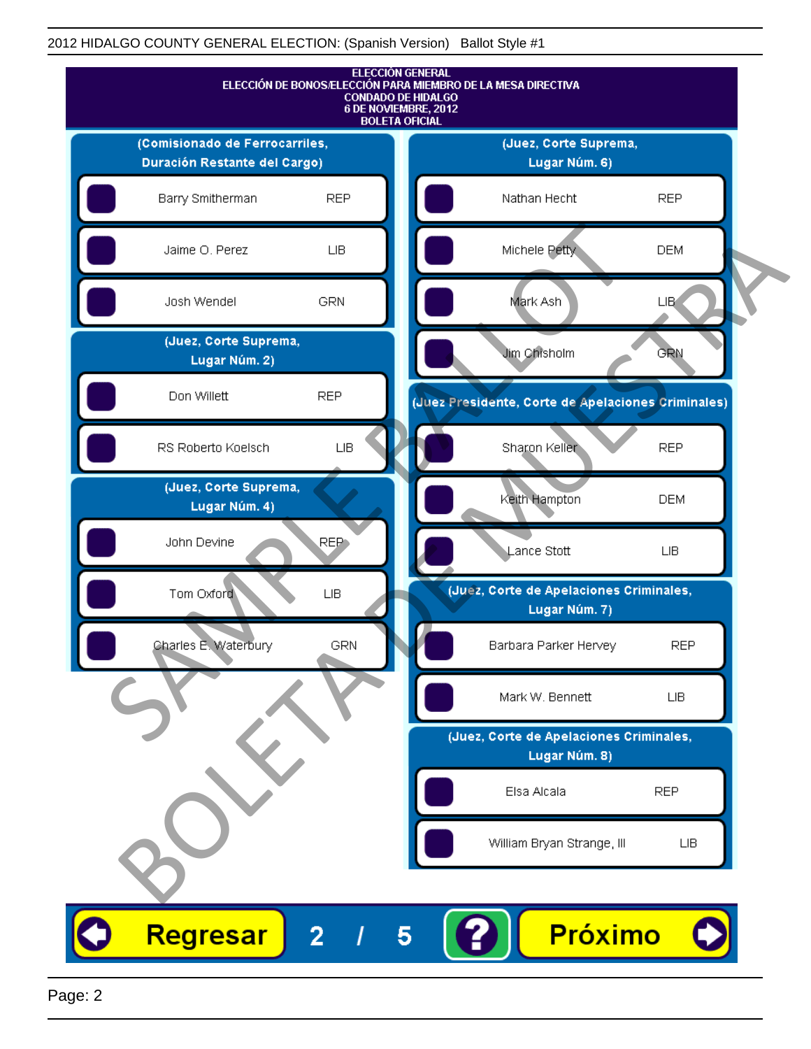2012 HIDALGO COUNTY GENERAL ELECTION: (Spanish Version) Ballot Style #1

# ELECCIÓN GENERAL
## ELECCIÓN DE BONOS/ELECCIÓN PARA MIEMBRO DE LA MESA DIRECTIVA
## CONDADO DE HIDALGO
## 6 DE NOVIEMBRE, 2012
## BOLETA OFICIAL

### (Comisionado de Ferrocarriles, Duración Restante del Cargo)

| Candidato | Partido |
|---|---|
| Barry Smitherman | REP |
| Jaime O. Perez | LIB |
| Josh Wendel | GRN |

### (Juez, Corte Suprema, Lugar Núm. 2)

| Candidato | Partido |
|---|---|
| Don Willett | REP |
| RS Roberto Koelsch | LIB |

### (Juez, Corte Suprema, Lugar Núm. 4)

| Candidato | Partido |
|---|---|
| John Devine | REP |
| Tom Oxford | LIB |
| Charles E. Waterbury | GRN |

### (Juez, Corte Suprema, Lugar Núm. 6)

| Candidato | Partido |
|---|---|
| Nathan Hecht | REP |
| Michele Petty | DEM |
| Mark Ash | LIB |
| Jim Chisholm | GRN |

### (Juez Presidente, Corte de Apelaciones Criminales)

| Candidato | Partido |
|---|---|
| Sharon Keller | REP |
| Keith Hampton | DEM |
| Lance Stott | LIB |

### (Juez, Corte de Apelaciones Criminales, Lugar Núm. 7)

| Candidato | Partido |
|---|---|
| Barbara Parker Hervey | REP |
| Mark W. Bennett | LIB |

### (Juez, Corte de Apelaciones Criminales, Lugar Núm. 8)

| Candidato | Partido |
|---|---|
| Elsa Alcala | REP |
| William Bryan Strange, III | LIB |

Regresar | 2 / 5 | ? | Próximo

SAMPLE BALLOT
BOLETA DE MUESTRA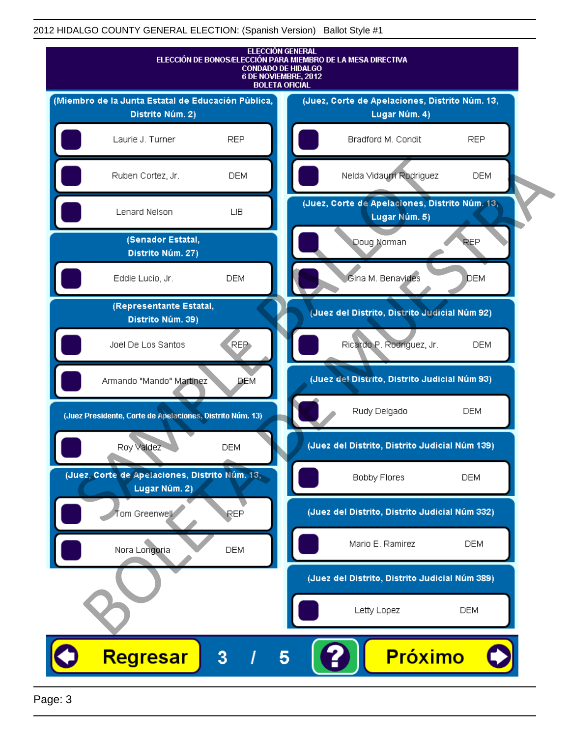2012 HIDALGO COUNTY GENERAL ELECTION: (Spanish Version) Ballot Style #1

**ELECCIÓN GENERAL**
**ELECCIÓN DE BONOS/ELECCIÓN PARA MIEMBRO DE LA MESA DIRECTIVA**
**CONDADO DE HIDALGO**
**6 DE NOVIEMBRE, 2012**
**BOLETA OFICIAL**

### (Miembro de la Junta Estatal de Educación Pública, Distrito Núm. 2)

| Candidato | Partido |
|---|---|
| Laurie J. Turner | REP |
| Ruben Cortez, Jr. | DEM |
| Lenard Nelson | LIB |

### (Senador Estatal, Distrito Núm. 27)

| Candidato | Partido |
|---|---|
| Eddie Lucio, Jr. | DEM |

### (Representante Estatal, Distrito Núm. 39)

| Candidato | Partido |
|---|---|
| Joel De Los Santos | REP |
| Armando "Mando" Martinez | DEM |

### (Juez Presidente, Corte de Apelaciones, Distrito Núm. 13)

| Candidato | Partido |
|---|---|
| Roy Valdez | DEM |

### (Juez, Corte de Apelaciones, Distrito Núm. 13, Lugar Núm. 2)

| Candidato | Partido |
|---|---|
| Tom Greenwell | REP |
| Nora Longoria | DEM |

### (Juez, Corte de Apelaciones, Distrito Núm. 13, Lugar Núm. 4)

| Candidato | Partido |
|---|---|
| Bradford M. Condit | REP |
| Nelda Vidaurri Rodriguez | DEM |

### (Juez, Corte de Apelaciones, Distrito Núm. 13, Lugar Núm. 5)

| Candidato | Partido |
|---|---|
| Doug Norman | REP |
| Gina M. Benavides | DEM |

### (Juez del Distrito, Distrito Judicial Núm 92)

| Candidato | Partido |
|---|---|
| Ricardo P. Rodriguez, Jr. | DEM |

### (Juez del Distrito, Distrito Judicial Núm 93)

| Candidato | Partido |
|---|---|
| Rudy Delgado | DEM |

### (Juez del Distrito, Distrito Judicial Núm 139)

| Candidato | Partido |
|---|---|
| Bobby Flores | DEM |

### (Juez del Distrito, Distrito Judicial Núm 332)

| Candidato | Partido |
|---|---|
| Mario E. Ramirez | DEM |

### (Juez del Distrito, Distrito Judicial Núm 389)

| Candidato | Partido |
|---|---|
| Letty Lopez | DEM |

Regresar 3 / 5 ? Próximo

SAMPLE BALLOT / BOLETA DE MUESTRA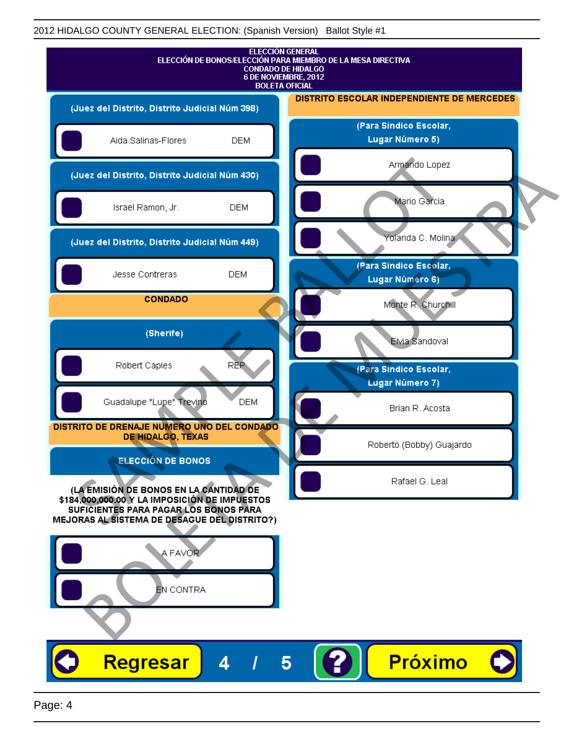2012 HIDALGO COUNTY GENERAL ELECTION: (Spanish Version) Ballot Style #1

# ELECCIÓN GENERAL
## ELECCIÓN DE BONOS/ELECCIÓN PARA MIEMBRO DE LA MESA DIRECTIVA
## CONDADO DE HIDALGO
## 6 DE NOVIEMBRE, 2012
## BOLETA OFICIAL

**(Juez del Distrito, Distrito Judicial Núm 398)**

- Aida Salinas-Flores DEM

**(Juez del Distrito, Distrito Judicial Núm 430)**

- Israel Ramon, Jr. DEM

**(Juez del Distrito, Distrito Judicial Núm 449)**

- Jesse Contreras DEM

### CONDADO

**(Sherife)**

- Robert Caples REP
- Guadalupe "Lupe" Trevino DEM

### DISTRITO DE DRENAJE NUMERO UNO DEL CONDADO DE HIDALGO, TEXAS

**ELECCIÓN DE BONOS**

**(LA EMISIÓN DE BONOS EN LA CANTIDAD DE $184,000,000.00 Y LA IMPOSICIÓN DE IMPUESTOS SUFICIENTES PARA PAGAR LOS BONOS PARA MEJORAS AL SISTEMA DE DESAGUE DEL DISTRITO?)**

- A FAVOR
- EN CONTRA

### DISTRITO ESCOLAR INDEPENDIENTE DE MERCEDES

**(Para Sindico Escolar, Lugar Número 5)**

- Armando Lopez
- Mario Garcia
- Yolanda C. Molina

**(Para Sindico Escolar, Lugar Número 6)**

- Monte R. Churchill
- Elvia Sandoval

**(Para Sindico Escolar, Lugar Número 7)**

- Brian R. Acosta
- Roberto (Bobby) Guajardo
- Rafael G. Leal

SAMPLE BALLOT / BOLETA DE MUESTRA

Regresar 4 / 5 ? Próximo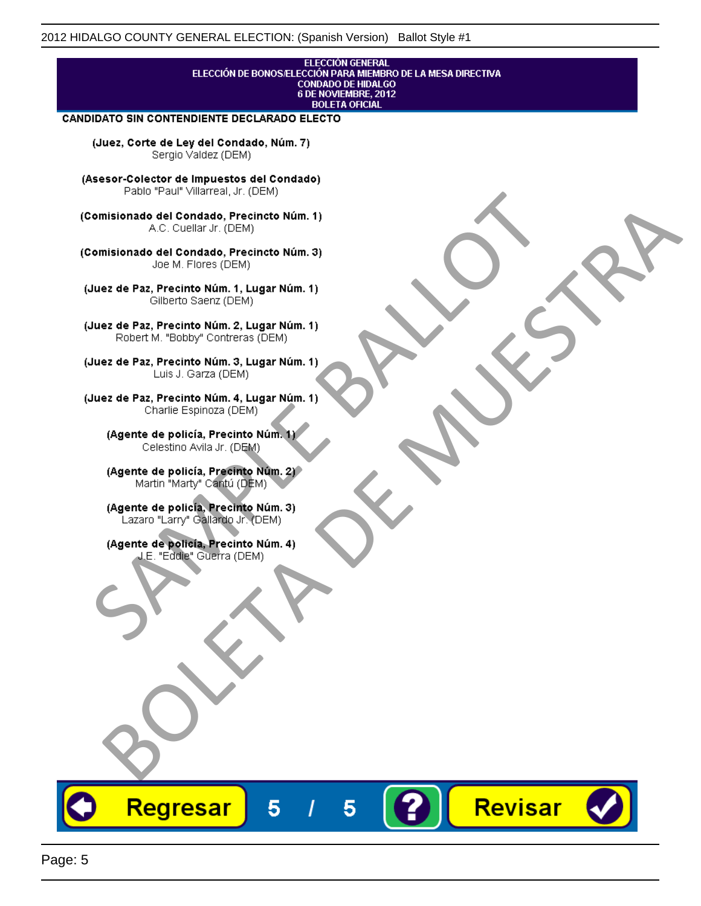ELECCIÓN GENERAL
ELECCIÓN DE BONOS/ELECCIÓN PARA MIEMBRO DE LA MESA DIRECTIVA
CONDADO DE HIDALGO
6 DE NOVIEMBRE, 2012
BOLETA OFICIAL

**CANDIDATO SIN CONTENDIENTE DECLARADO ELECTO**

**(Juez, Corte de Ley del Condado, Núm. 7)**
Sergio Valdez (DEM)

**(Asesor-Colector de Impuestos del Condado)**
Pablo "Paul" Villarreal, Jr. (DEM)

**(Comisionado del Condado, Precincto Núm. 1)**
A.C. Cuellar Jr. (DEM)

**(Comisionado del Condado, Precincto Núm. 3)**
Joe M. Flores (DEM)

**(Juez de Paz, Precinto Núm. 1, Lugar Núm. 1)**
Gilberto Saenz (DEM)

**(Juez de Paz, Precinto Núm. 2, Lugar Núm. 1)**
Robert M. "Bobby" Contreras (DEM)

**(Juez de Paz, Precinto Núm. 3, Lugar Núm. 1)**
Luis J. Garza (DEM)

**(Juez de Paz, Precinto Núm. 4, Lugar Núm. 1)**
Charlie Espinoza (DEM)

**(Agente de policía, Precinto Núm. 1)**
Celestino Avila Jr. (DEM)

**(Agente de policía, Precinto Núm. 2)**
Martin "Marty" Cantú (DEM)

**(Agente de policía, Precinto Núm. 3)**
Lazaro "Larry" Gallardo Jr. (DEM)

**(Agente de policía, Precinto Núm. 4)**
J.E. "Eddie" Guerra (DEM)

SAMPLE BALLOT
BOLETA DE MUESTRA

Regresar 5 / 5 ? Revisar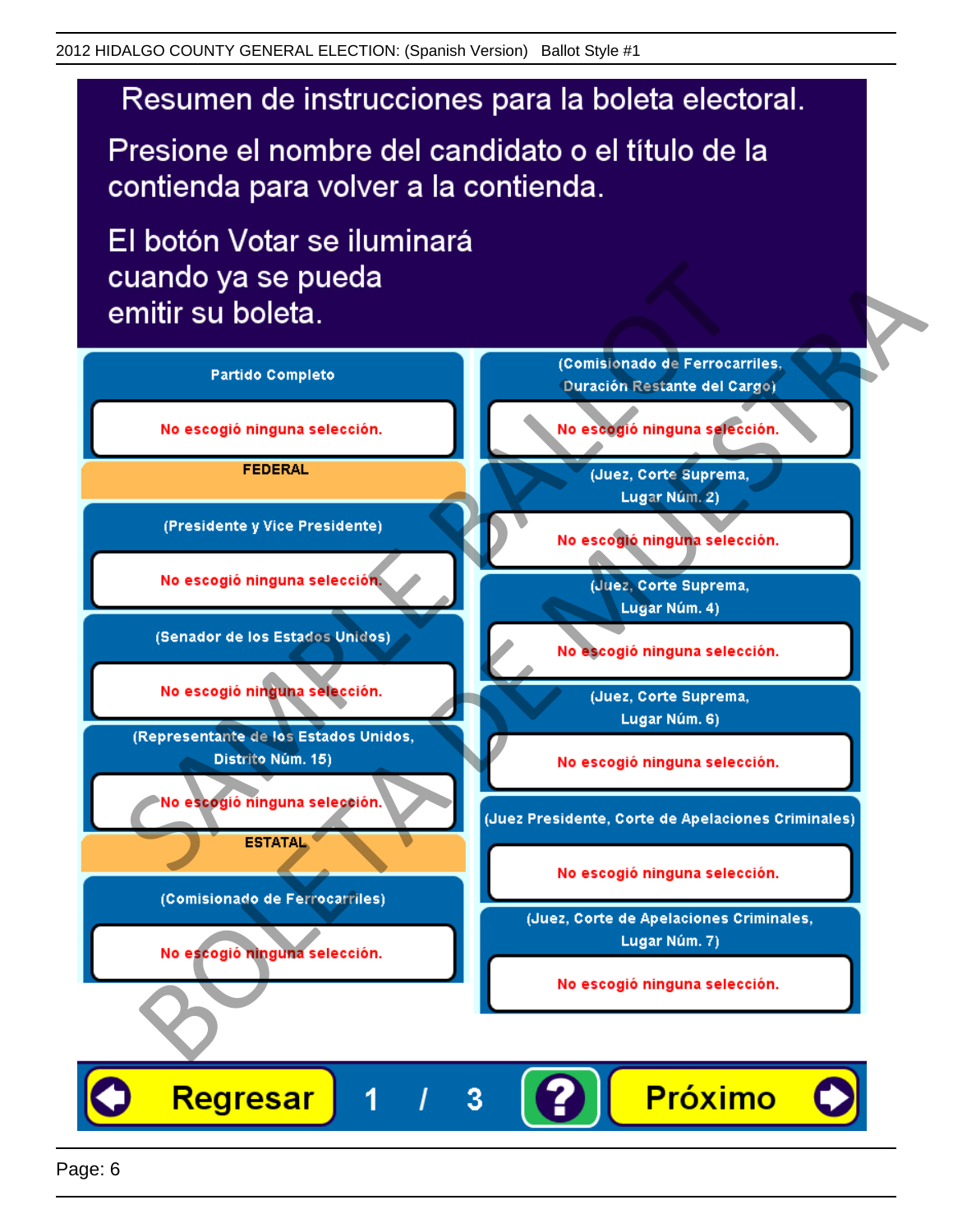# Resumen de instrucciones para la boleta electoral.

Presione el nombre del candidato o el título de la contienda para volver a la contienda.

El botón Votar se iluminará cuando ya se pueda emitir su boleta.

**Partido Completo**

No escogió ninguna selección.

**FEDERAL**

**(Presidente y Vice Presidente)**

No escogió ninguna selección.

**(Senador de los Estados Unidos)**

No escogió ninguna selección.

**(Representante de los Estados Unidos, Distrito Núm. 15)**

No escogió ninguna selección.

**ESTATAL**

**(Comisionado de Ferrocarriles)**

No escogió ninguna selección.

**(Comisionado de Ferrocarriles, Duración Restante del Cargo)**

No escogió ninguna selección.

**(Juez, Corte Suprema, Lugar Núm. 2)**

No escogió ninguna selección.

**(Juez, Corte Suprema, Lugar Núm. 4)**

No escogió ninguna selección.

**(Juez, Corte Suprema, Lugar Núm. 6)**

No escogió ninguna selección.

**(Juez Presidente, Corte de Apelaciones Criminales)**

No escogió ninguna selección.

**(Juez, Corte de Apelaciones Criminales, Lugar Núm. 7)**

No escogió ninguna selección.

Regresar | 1 / 3 | ? | Próximo

SAMPLE BALLOT — BOLETA DE MUESTRA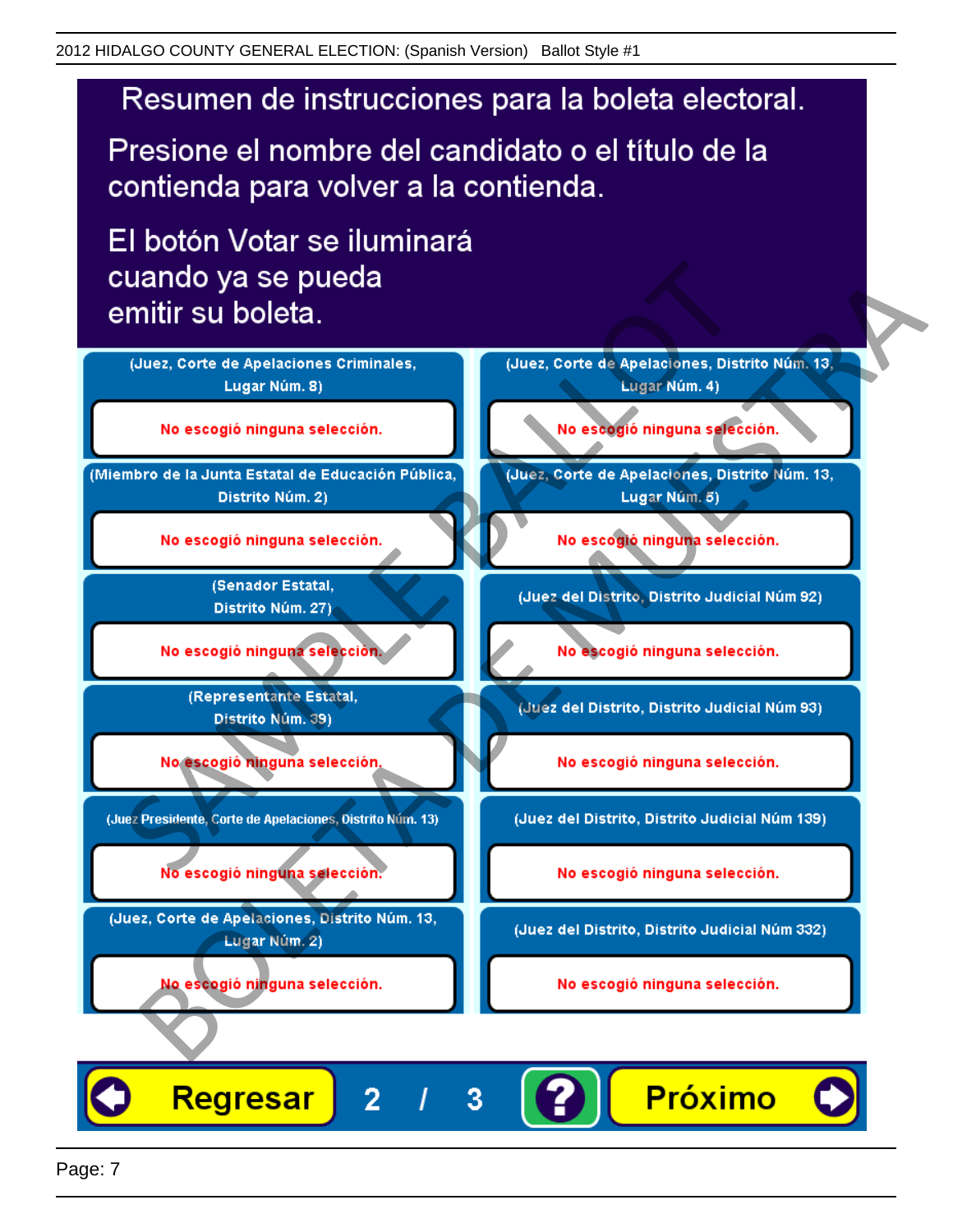# Resumen de instrucciones para la boleta electoral.

Presione el nombre del candidato o el título de la contienda para volver a la contienda.

El botón Votar se iluminará cuando ya se pueda emitir su boleta.

| Contienda | Selección |
|---|---|
| (Juez, Corte de Apelaciones Criminales, Lugar Núm. 8) | No escogió ninguna selección. |
| (Miembro de la Junta Estatal de Educación Pública, Distrito Núm. 2) | No escogió ninguna selección. |
| (Senador Estatal, Distrito Núm. 27) | No escogió ninguna selección. |
| (Representante Estatal, Distrito Núm. 39) | No escogió ninguna selección. |
| (Juez Presidente, Corte de Apelaciones, Distrito Núm. 13) | No escogió ninguna selección. |
| (Juez, Corte de Apelaciones, Distrito Núm. 13, Lugar Núm. 2) | No escogió ninguna selección. |
| (Juez, Corte de Apelaciones, Distrito Núm. 13, Lugar Núm. 4) | No escogió ninguna selección. |
| (Juez, Corte de Apelaciones, Distrito Núm. 13, Lugar Núm. 5) | No escogió ninguna selección. |
| (Juez del Distrito, Distrito Judicial Núm 92) | No escogió ninguna selección. |
| (Juez del Distrito, Distrito Judicial Núm 93) | No escogió ninguna selección. |
| (Juez del Distrito, Distrito Judicial Núm 139) | No escogió ninguna selección. |
| (Juez del Distrito, Distrito Judicial Núm 332) | No escogió ninguna selección. |

Regresar 2 / 3 ? Próximo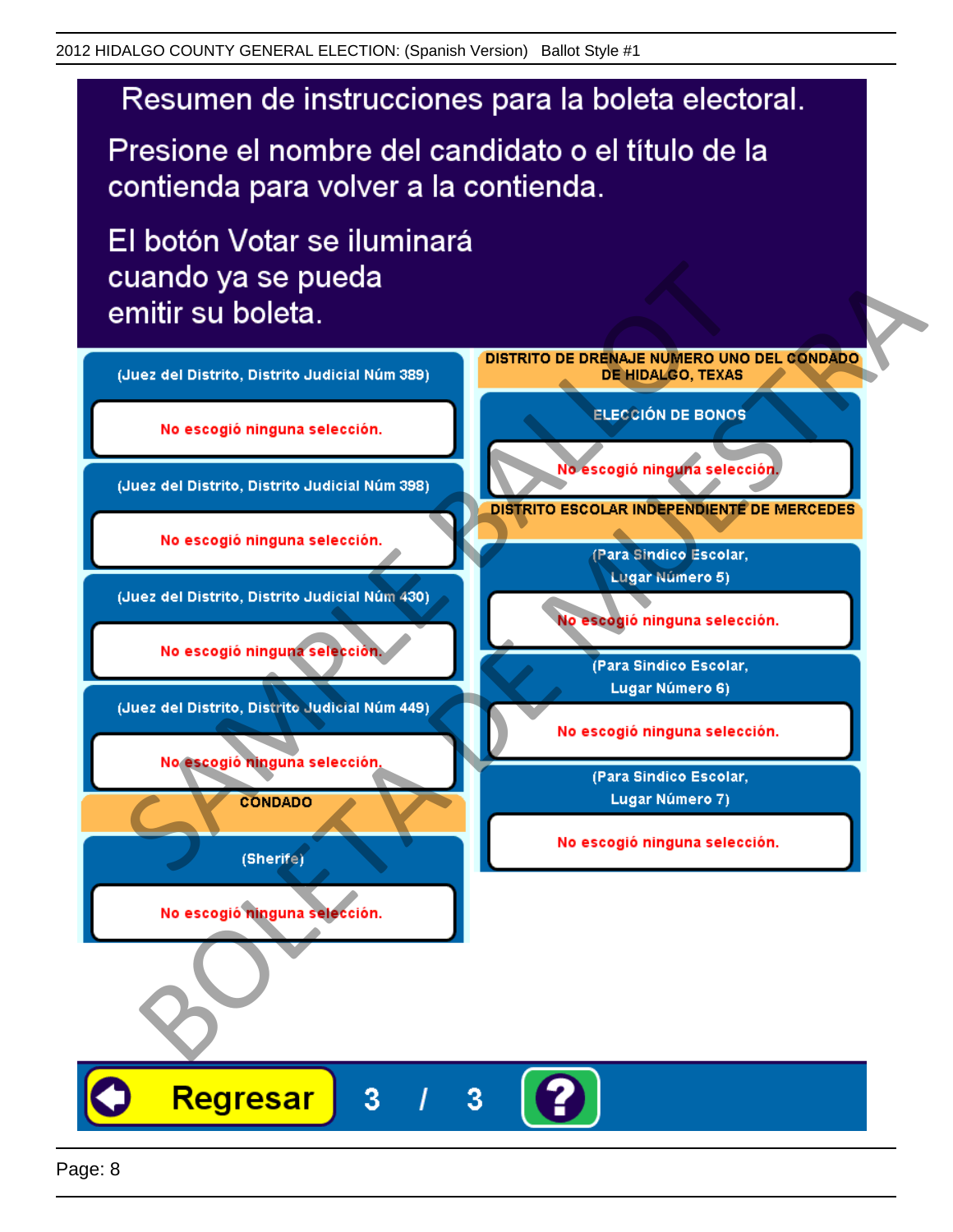# Resumen de instrucciones para la boleta electoral.

Presione el nombre del candidato o el título de la contienda para volver a la contienda.

El botón Votar se iluminará cuando ya se pueda emitir su boleta.

(Juez del Distrito, Distrito Judicial Núm 389)

No escogió ninguna selección.

(Juez del Distrito, Distrito Judicial Núm 398)

No escogió ninguna selección.

(Juez del Distrito, Distrito Judicial Núm 430)

No escogió ninguna selección.

(Juez del Distrito, Distrito Judicial Núm 449)

No escogió ninguna selección.

**CONDADO**

(Sherife)

No escogió ninguna selección.

**DISTRITO DE DRENAJE NUMERO UNO DEL CONDADO DE HIDALGO, TEXAS**

ELECCIÓN DE BONOS

No escogió ninguna selección.

**DISTRITO ESCOLAR INDEPENDIENTE DE MERCEDES**

(Para Sindico Escolar, Lugar Número 5)

No escogió ninguna selección.

(Para Sindico Escolar, Lugar Número 6)

No escogió ninguna selección.

(Para Sindico Escolar, Lugar Número 7)

No escogió ninguna selección.

Regresar 3 / 3 ?

SAMPLE BALLOT BOLETA DE MUESTRA